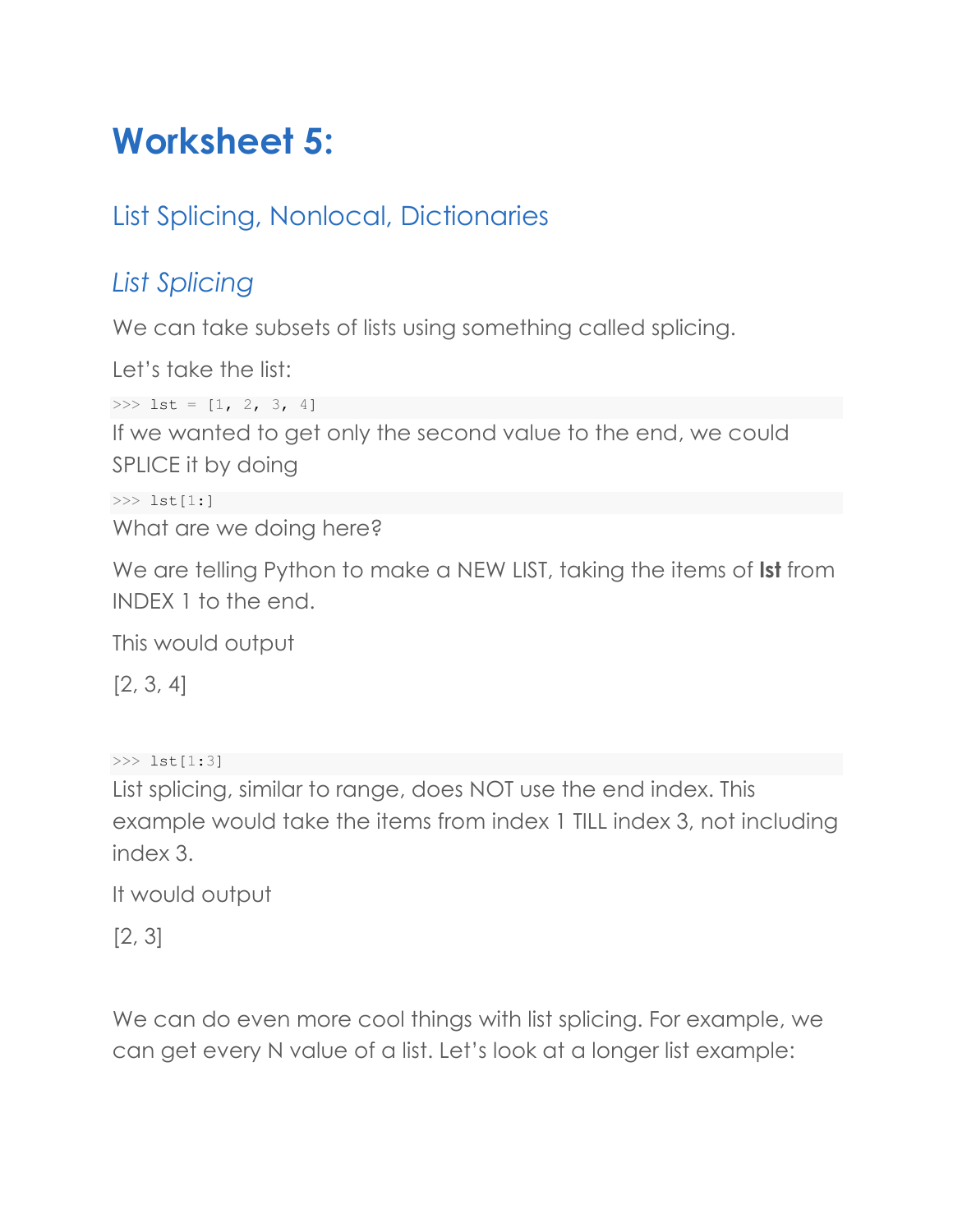# Worksheet 5:

## List Splicing, Nonlocal, Dictionaries

### *List Splicing*

We can take subsets of lists using something called splicing.

Let's take the list:

```
>>> lst = [1, 2, 3, 4]
```

If we wanted to get only the second value to the end, we could SPLICE it by doing

```
>>> lst[1:]
```

What are we doing here?

We are telling Python to make a NEW LIST, taking the items of **lst** from INDEX 1 to the end.

This would output

[2, 3, 4]

```
>>> lst[1:3]
```

List splicing, similar to range, does NOT use the end index. This example would take the items from index 1 TILL index 3, not including index 3.

It would output

[2, 3]

We can do even more cool things with list splicing. For example, we can get every N value of a list. Let's look at a longer list example: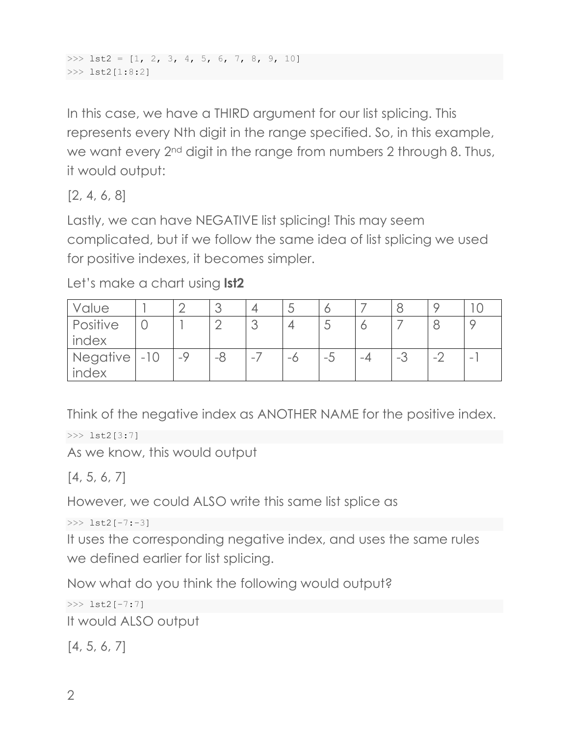```
>>> lst2 = [1, 2, 3, 4, 5, 6, 7, 8, 9, 10]
>>> lst2[1:8:2]
```

In this case, we have a THIRD argument for our list splicing. This represents every Nth digit in the range specified. So, in this example, we want every 2nd digit in the range from numbers 2 through 8. Thus, it would output:

[2, 4, 6, 8]

Lastly, we can have NEGATIVE list splicing! This may seem complicated, but if we follow the same idea of list splicing we used for positive indexes, it becomes simpler.

Let's make a chart using **lst2**

| Value | 1 | 2 | 3 | 4 | 5 | 6 | 7 | 8 | 9 | 10 |
|---|---|---|---|---|---|---|---|---|---|---|
| Positive index | 0 | 1 | 2 | 3 | 4 | 5 | 6 | 7 | 8 | 9 |
| Negative index | -10 | -9 | -8 | -7 | -6 | -5 | -4 | -3 | -2 | -1 |

Think of the negative index as ANOTHER NAME for the positive index.

```
>>> lst2[3:7]
```

As we know, this would output

[4, 5, 6, 7]

However, we could ALSO write this same list splice as

```
>>> lst2[-7:-3]
```

It uses the corresponding negative index, and uses the same rules we defined earlier for list splicing.

Now what do you think the following would output?

```
>>> lst2[-7:7]
```

It would ALSO output

[4, 5, 6, 7]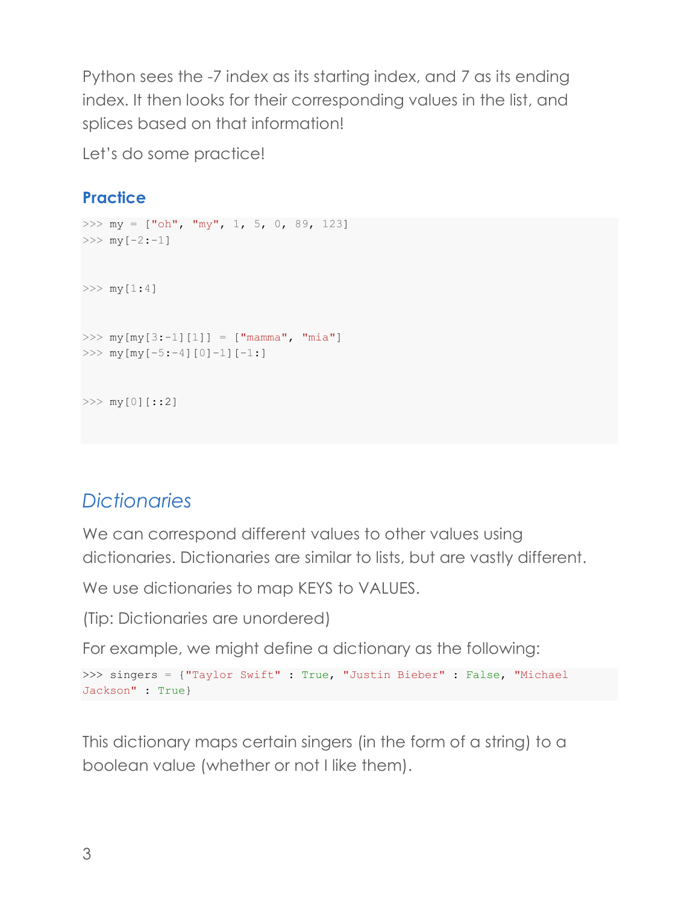Python sees the -7 index as its starting index, and 7 as its ending index. It then looks for their corresponding values in the list, and splices based on that information!

Let's do some practice!

### Practice

```
>>> my = ["oh", "my", 1, 5, 0, 89, 123]
>>> my[-2:-1]


>>> my[1:4]


>>> my[my[3:-1][1]] = ["mamma", "mia"]
>>> my[my[-5:-4][0]-1][-1:]


>>> my[0][::2]
```

## *Dictionaries*

We can correspond different values to other values using dictionaries. Dictionaries are similar to lists, but are vastly different.

We use dictionaries to map KEYS to VALUES.

(Tip: Dictionaries are unordered)

For example, we might define a dictionary as the following:

```
>>> singers = {"Taylor Swift" : True, "Justin Bieber" : False, "Michael Jackson" : True}
```

This dictionary maps certain singers (in the form of a string) to a boolean value (whether or not I like them).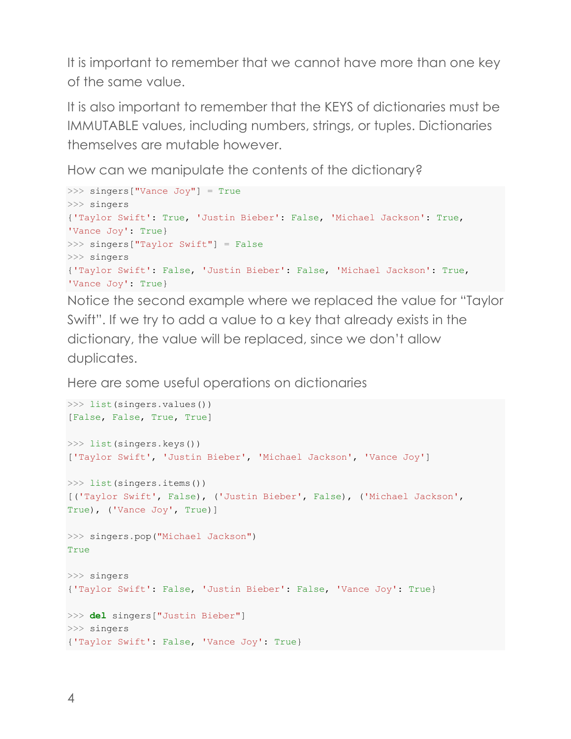It is important to remember that we cannot have more than one key of the same value.

It is also important to remember that the KEYS of dictionaries must be IMMUTABLE values, including numbers, strings, or tuples. Dictionaries themselves are mutable however.

How can we manipulate the contents of the dictionary?

```
>>> singers["Vance Joy"] = True
>>> singers
{'Taylor Swift': True, 'Justin Bieber': False, 'Michael Jackson': True,
'Vance Joy': True}
>>> singers["Taylor Swift"] = False
>>> singers
{'Taylor Swift': False, 'Justin Bieber': False, 'Michael Jackson': True,
'Vance Joy': True}
```

Notice the second example where we replaced the value for “Taylor Swift”. If we try to add a value to a key that already exists in the dictionary, the value will be replaced, since we don’t allow duplicates.

Here are some useful operations on dictionaries

```
>>> list(singers.values())
[False, False, True, True]

>>> list(singers.keys())
['Taylor Swift', 'Justin Bieber', 'Michael Jackson', 'Vance Joy']

>>> list(singers.items())
[('Taylor Swift', False), ('Justin Bieber', False), ('Michael Jackson',
True), ('Vance Joy', True)]

>>> singers.pop("Michael Jackson")
True

>>> singers
{'Taylor Swift': False, 'Justin Bieber': False, 'Vance Joy': True}

>>> del singers["Justin Bieber"]
>>> singers
{'Taylor Swift': False, 'Vance Joy': True}
```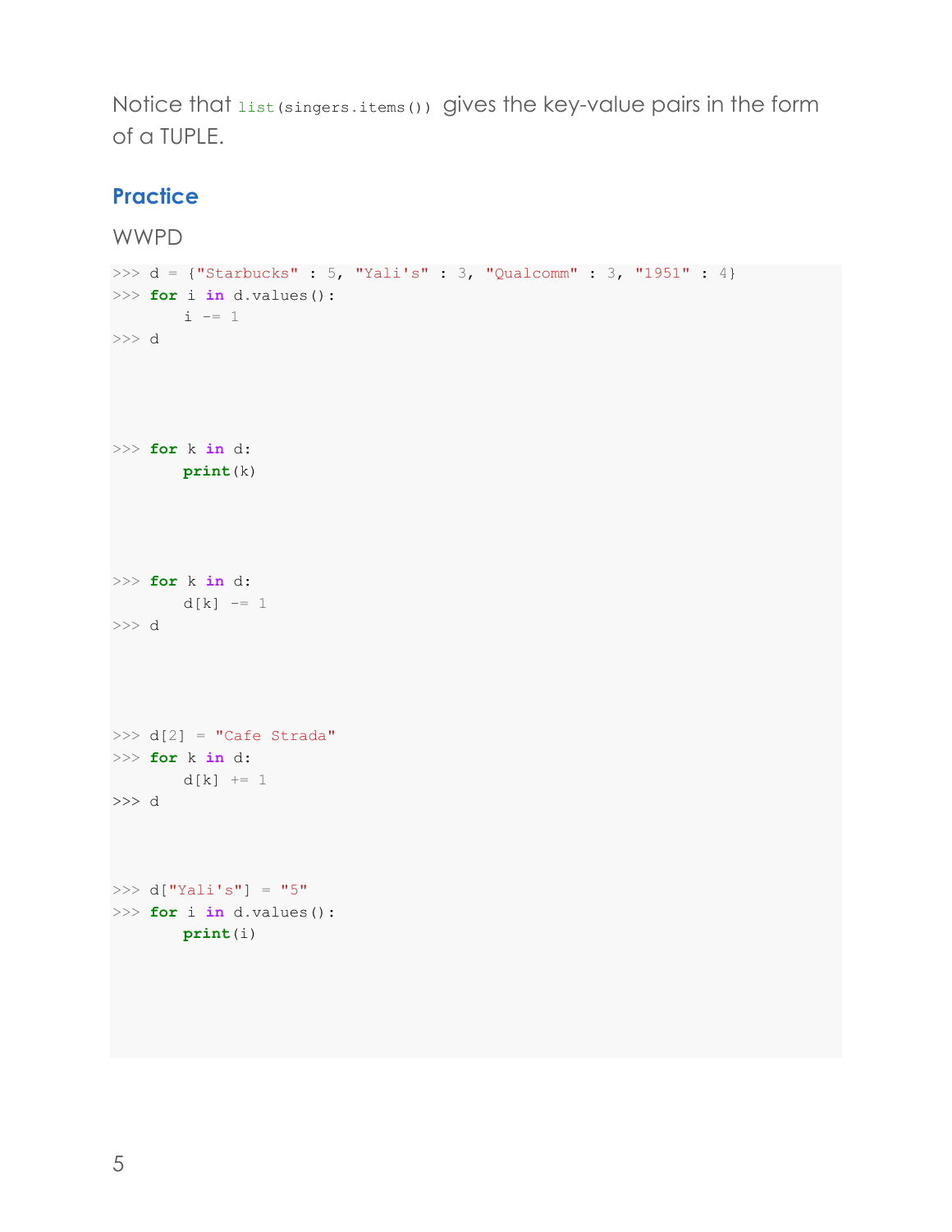Notice that `list(singers.items())` gives the key-value pairs in the form of a TUPLE.

## Practice

WWPD

```
>>> d = {"Starbucks" : 5, "Yali's" : 3, "Qualcomm" : 3, "1951" : 4}
>>> for i in d.values():
        i -= 1
>>> d




>>> for k in d:
        print(k)




>>> for k in d:
        d[k] -= 1
>>> d




>>> d[2] = "Cafe Strada"
>>> for k in d:
        d[k] += 1
>>> d



>>> d["Yali's"] = "5"
>>> for i in d.values():
        print(i)
```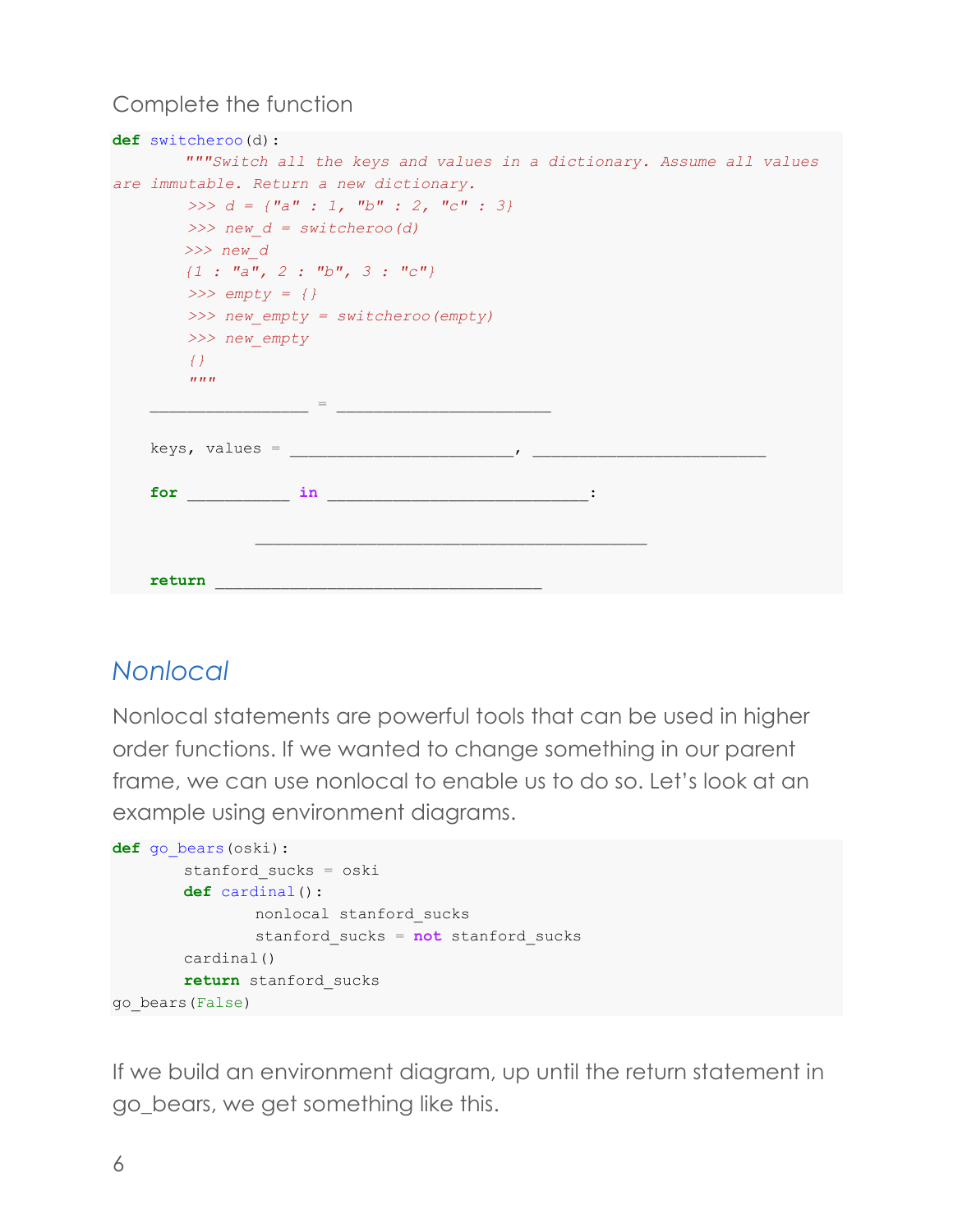Complete the function

```
def switcheroo(d):
      """Switch all the keys and values in a dictionary. Assume all values
are immutable. Return a new dictionary.
       >>> d = {"a" : 1, "b" : 2, "c" : 3}
       >>> new_d = switcheroo(d)
      >>> new_d
      {1 : "a", 2 : "b", 3 : "c"}
       >>> empty = {}
       >>> new_empty = switcheroo(empty)
       >>> new_empty
       {}
       """
    _________________ = _______________________

    keys, values = ________________________, _________________________

    for ___________ in ____________________________:

            __________________________________________

    return ___________________________________
```

## Nonlocal

Nonlocal statements are powerful tools that can be used in higher order functions. If we wanted to change something in our parent frame, we can use nonlocal to enable us to do so. Let's look at an example using environment diagrams.

```
def go_bears(oski):
       stanford_sucks = oski
       def cardinal():
              nonlocal stanford_sucks
              stanford_sucks = not stanford_sucks
       cardinal()
       return stanford_sucks
go_bears(False)
```

If we build an environment diagram, up until the return statement in go_bears, we get something like this.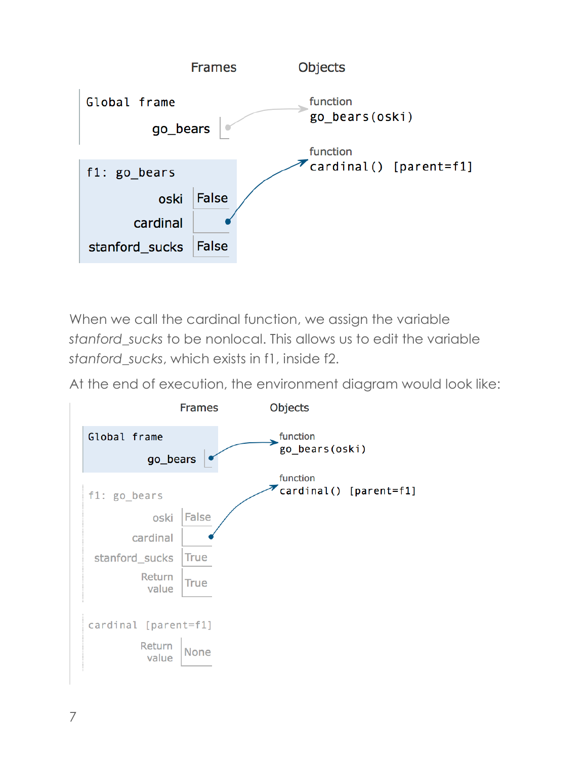Frames Objects

Global frame

go_bears

function
go_bears(oski)

f1: go_bears

| oski | False |
|---|---|
| cardinal | |
| stanford_sucks | False |

function
cardinal() [parent=f1]

When we call the cardinal function, we assign the variable *stanford_sucks* to be nonlocal. This allows us to edit the variable *stanford_sucks*, which exists in f1, inside f2.

At the end of execution, the environment diagram would look like:

Frames Objects

Global frame

go_bears

function
go_bears(oski)

function
cardinal() [parent=f1]

f1: go_bears

| oski | False |
|---|---|
| cardinal | |
| stanford_sucks | True |
| Return value | True |

cardinal [parent=f1]

| Return value | None |
|---|---|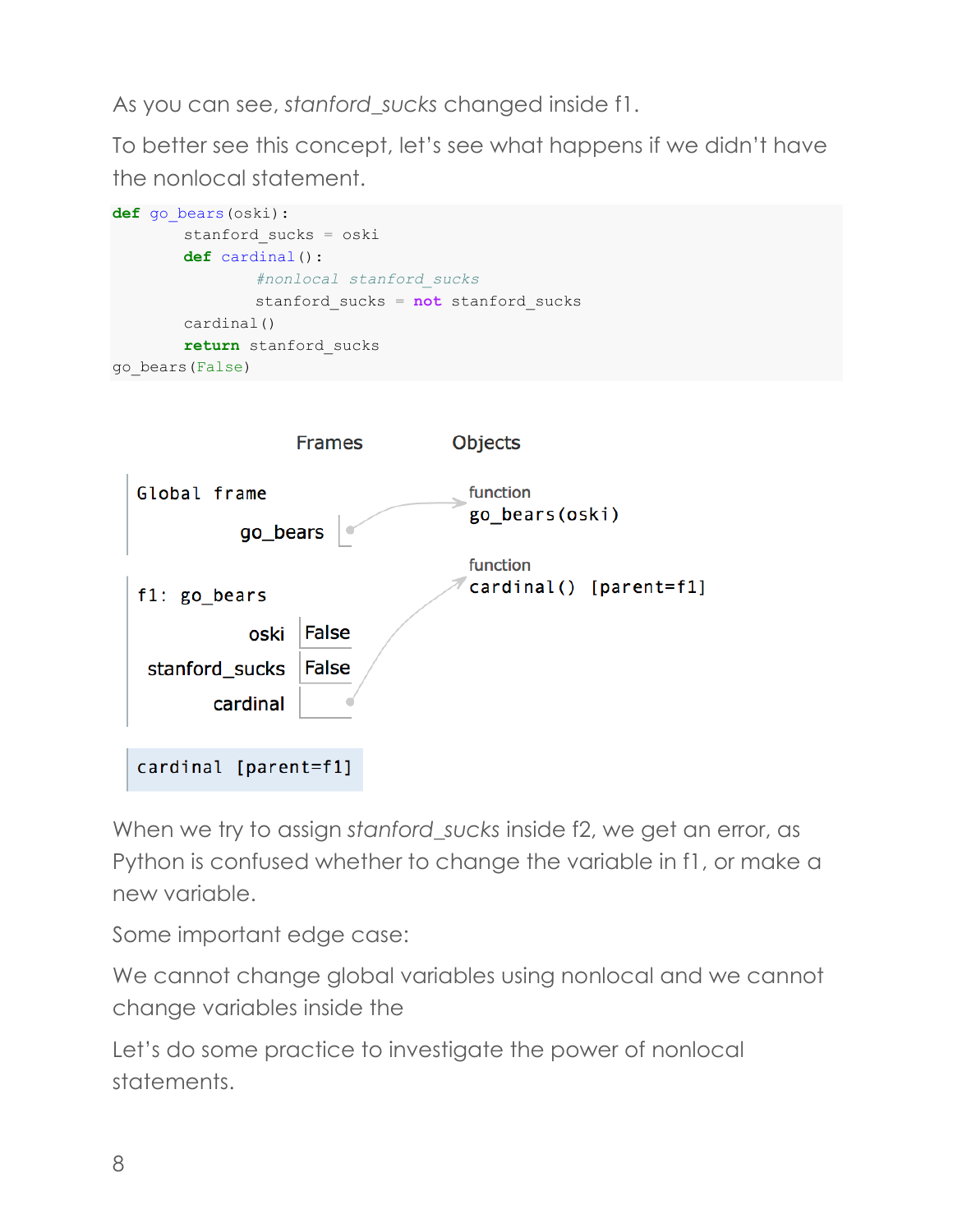As you can see, *stanford_sucks* changed inside f1.

To better see this concept, let's see what happens if we didn't have the nonlocal statement.

```
def go_bears(oski):
        stanford_sucks = oski
        def cardinal():
                #nonlocal stanford_sucks
                stanford_sucks = not stanford_sucks
        cardinal()
        return stanford_sucks
go_bears(False)
```

Frames &nbsp;&nbsp;&nbsp;&nbsp; Objects

Global frame
- go_bears → function go_bears(oski)

f1: go_bears
- oski: False
- stanford_sucks: False
- cardinal → function cardinal() [parent=f1]

cardinal [parent=f1]

When we try to assign *stanford_sucks* inside f2, we get an error, as Python is confused whether to change the variable in f1, or make a new variable.

Some important edge case:

We cannot change global variables using nonlocal and we cannot change variables inside the

Let's do some practice to investigate the power of nonlocal statements.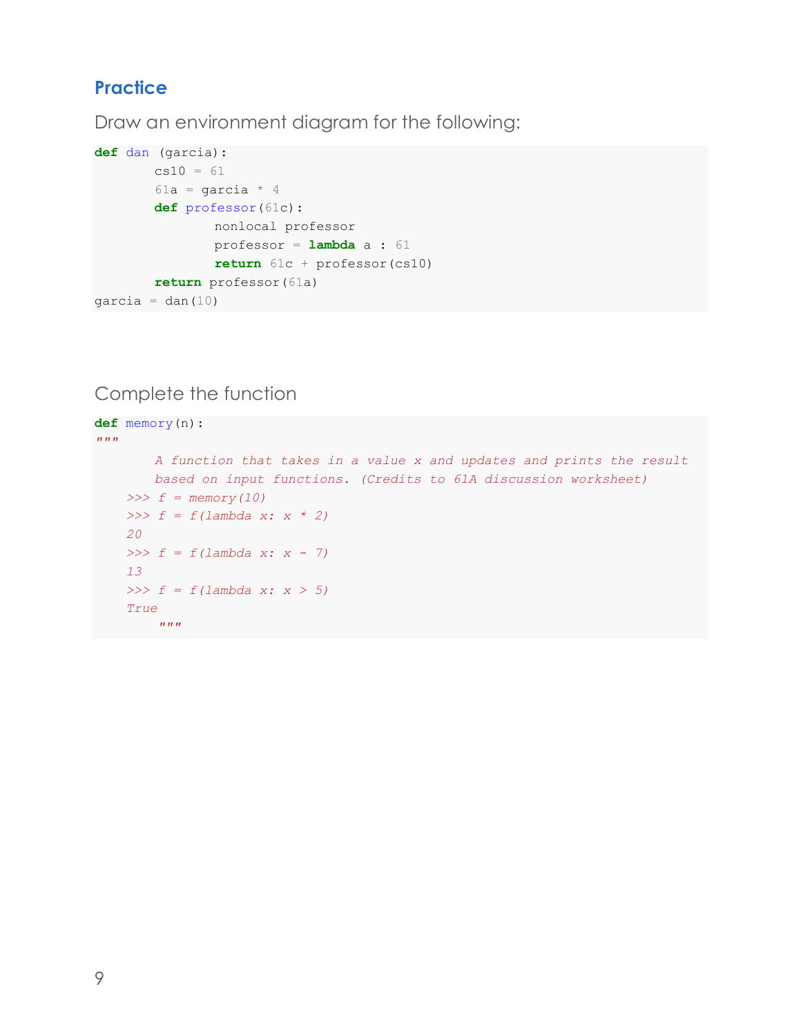## Practice

Draw an environment diagram for the following:

```
def dan (garcia):
        cs10 = 61
        61a = garcia * 4
        def professor(61c):
                nonlocal professor
                professor = lambda a : 61
                return 61c + professor(cs10)
        return professor(61a)
garcia = dan(10)
```

Complete the function

```
def memory(n):
"""
        A function that takes in a value x and updates and prints the result
        based on input functions. (Credits to 61A discussion worksheet)
    >>> f = memory(10)
    >>> f = f(lambda x: x * 2)
    20
    >>> f = f(lambda x: x - 7)
    13
    >>> f = f(lambda x: x > 5)
    True
         """
```